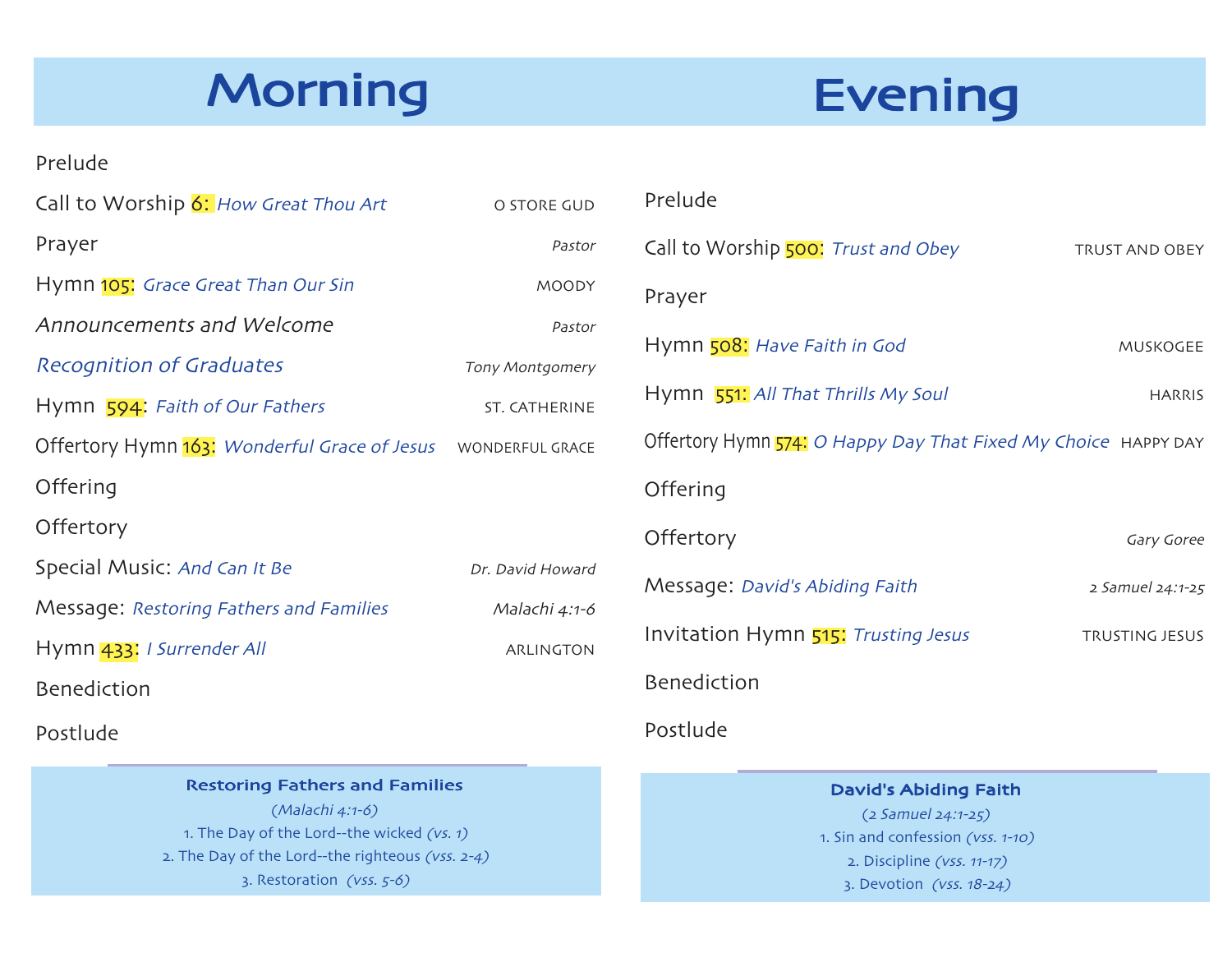# Morning

Prelude

Call to Worship 6: *How Great Thou Art* — O STORE GUD

Prayer — *Pastor*

Hymn 105: *Grace Great Than Our Sin* — MOODY

*Announcements and Welcome* — *Pastor*

*Recognition of Graduates* — *Tony Montgomery*

Hymn 594: *Faith of Our Fathers* — ST. CATHERINE

Offertory Hymn 163: *Wonderful Grace of Jesus* — WONDERFUL GRACE

Offering

Offertory

Special Music: *And Can It Be* — *Dr. David Howard*

Message: *Restoring Fathers and Families* — *Malachi 4:1-6*

Hymn 433: *I Surrender All* — ARLINGTON

Benediction

Postlude

**Restoring Fathers and Families**

*(Malachi 4:1-6)*

1. The Day of the Lord--the wicked *(vs. 1)*
2. The Day of the Lord--the righteous *(vss. 2-4)*
3. Restoration *(vss. 5-6)*

# Evening

Prelude

Call to Worship 500: *Trust and Obey* — TRUST AND OBEY

Prayer

Hymn 508: *Have Faith in God* — MUSKOGEE

Hymn 551: *All That Thrills My Soul* — HARRIS

Offertory Hymn 574: *O Happy Day That Fixed My Choice* — HAPPY DAY

Offering

Offertory — *Gary Goree*

Message: *David's Abiding Faith* — *2 Samuel 24:1-25*

Invitation Hymn 515: *Trusting Jesus* — TRUSTING JESUS

Benediction

Postlude

**David's Abiding Faith**

*(2 Samuel 24:1-25)*

1. Sin and confession *(vss. 1-10)*
2. Discipline *(vss. 11-17)*
3. Devotion *(vss. 18-24)*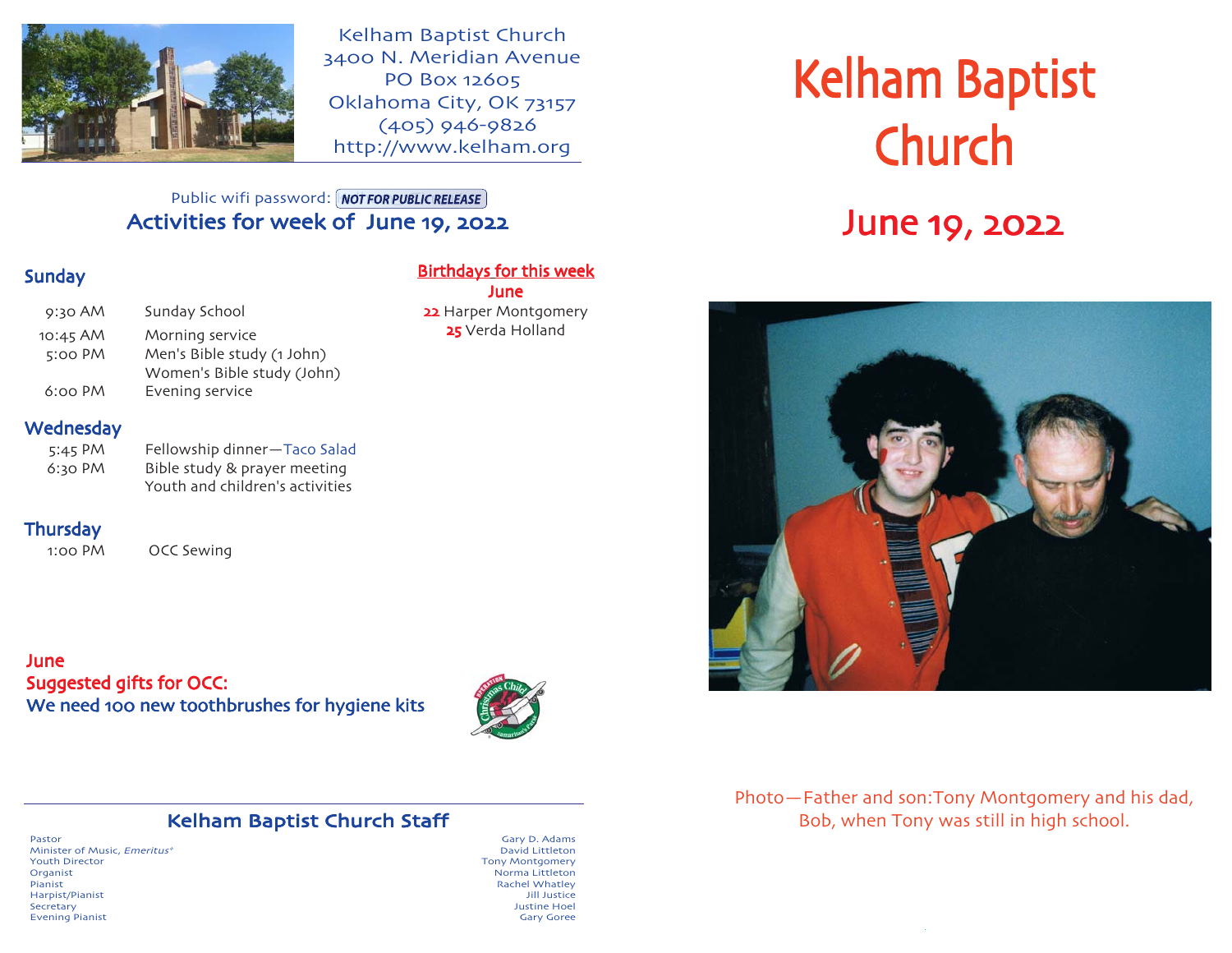Kelham Baptist Church
3400 N. Meridian Avenue
PO Box 12605
Oklahoma City, OK 73157
(405) 946-9826
http://www.kelham.org

Public wifi password: NOT FOR PUBLIC RELEASE

## Activities for week of June 19, 2022

### Sunday

| | |
|---|---|
| 9:30 AM | Sunday School |
| 10:45 AM | Morning service |
| 5:00 PM | Men's Bible study (1 John) |
| | Women's Bible study (John) |
| 6:00 PM | Evening service |

### Wednesday

| | |
|---|---|
| 5:45 PM | Fellowship dinner—Taco Salad |
| 6:30 PM | Bible study & prayer meeting |
| | Youth and children's activities |

### Thursday

| | |
|---|---|
| 1:00 PM | OCC Sewing |

### Birthdays for this week

**June**

**22** Harper Montgomery
**25** Verda Holland

### June
### Suggested gifts for OCC:
### We need 100 new toothbrushes for hygiene kits

## Kelham Baptist Church Staff

| | |
|---|---|
| Pastor | Gary D. Adams |
| Minister of Music, *Emeritus*\* | David Littleton |
| Youth Director | Tony Montgomery |
| Organist | Norma Littleton |
| Pianist | Rachel Whatley |
| Harpist/Pianist | Jill Justice |
| Secretary | Justine Hoel |
| Evening Pianist | Gary Goree |

# Kelham Baptist Church

## June 19, 2022

Photo—Father and son:Tony Montgomery and his dad, Bob, when Tony was still in high school.